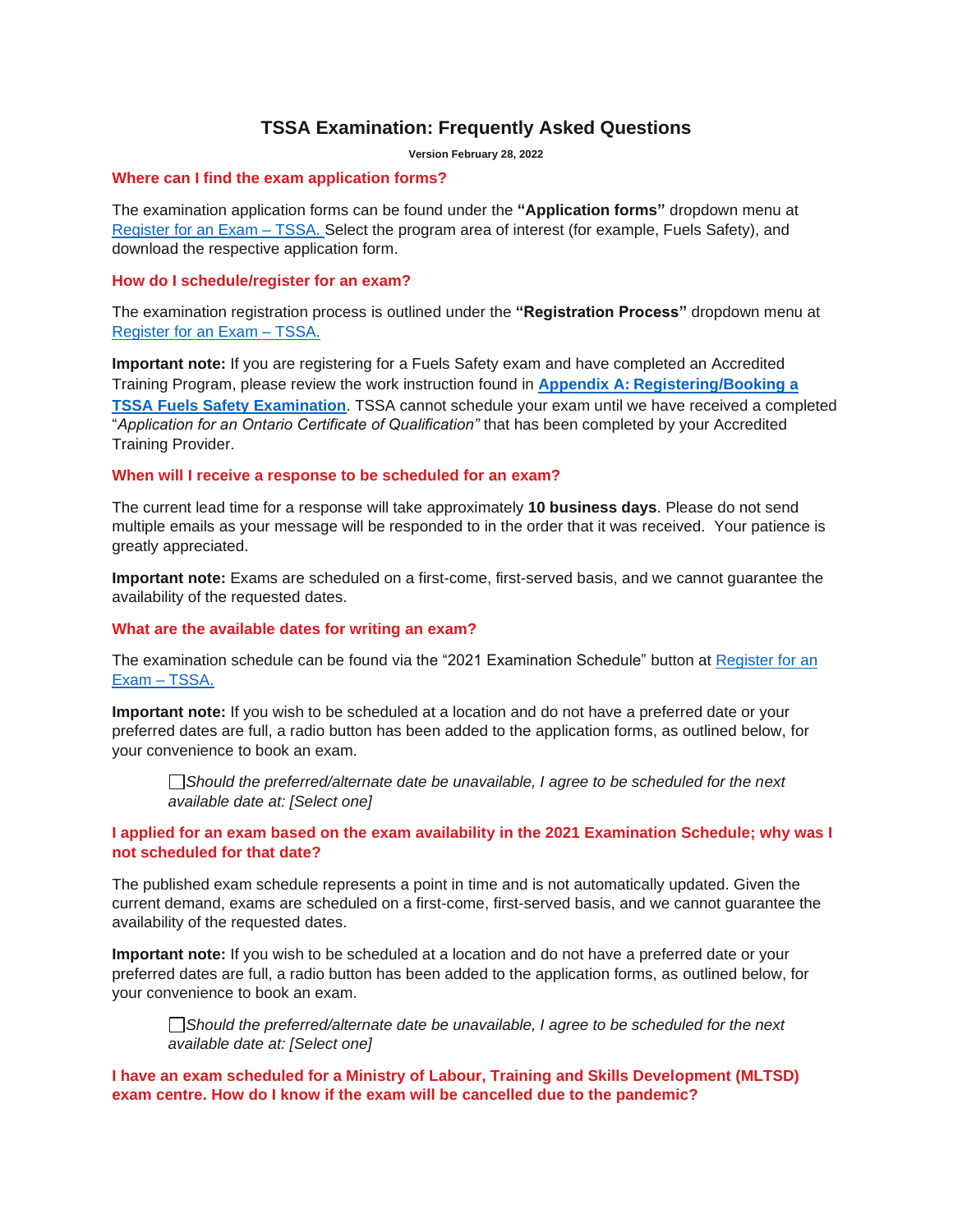# TSSA Examination: Frequently Asked Questions

**Version February 28, 2022**

## Where can I find the exam application forms?

The examination application forms can be found under the **"Application forms"** dropdown menu at Register for an Exam – TSSA. Select the program area of interest (for example, Fuels Safety), and download the respective application form.

## How do I schedule/register for an exam?

The examination registration process is outlined under the **"Registration Process"** dropdown menu at Register for an Exam – TSSA.

**Important note:** If you are registering for a Fuels Safety exam and have completed an Accredited Training Program, please review the work instruction found in **Appendix A: Registering/Booking a TSSA Fuels Safety Examination**. TSSA cannot schedule your exam until we have received a completed "*Application for an Ontario Certificate of Qualification"* that has been completed by your Accredited Training Provider.

## When will I receive a response to be scheduled for an exam?

The current lead time for a response will take approximately **10 business days**. Please do not send multiple emails as your message will be responded to in the order that it was received. Your patience is greatly appreciated.

**Important note:** Exams are scheduled on a first-come, first-served basis, and we cannot guarantee the availability of the requested dates.

## What are the available dates for writing an exam?

The examination schedule can be found via the "2021 Examination Schedule" button at Register for an Exam – TSSA.

**Important note:** If you wish to be scheduled at a location and do not have a preferred date or your preferred dates are full, a radio button has been added to the application forms, as outlined below, for your convenience to book an exam.

> ☐ *Should the preferred/alternate date be unavailable, I agree to be scheduled for the next available date at: [Select one]*

## I applied for an exam based on the exam availability in the 2021 Examination Schedule; why was I not scheduled for that date?

The published exam schedule represents a point in time and is not automatically updated. Given the current demand, exams are scheduled on a first-come, first-served basis, and we cannot guarantee the availability of the requested dates.

**Important note:** If you wish to be scheduled at a location and do not have a preferred date or your preferred dates are full, a radio button has been added to the application forms, as outlined below, for your convenience to book an exam.

> ☐ *Should the preferred/alternate date be unavailable, I agree to be scheduled for the next available date at: [Select one]*

## I have an exam scheduled for a Ministry of Labour, Training and Skills Development (MLTSD) exam centre. How do I know if the exam will be cancelled due to the pandemic?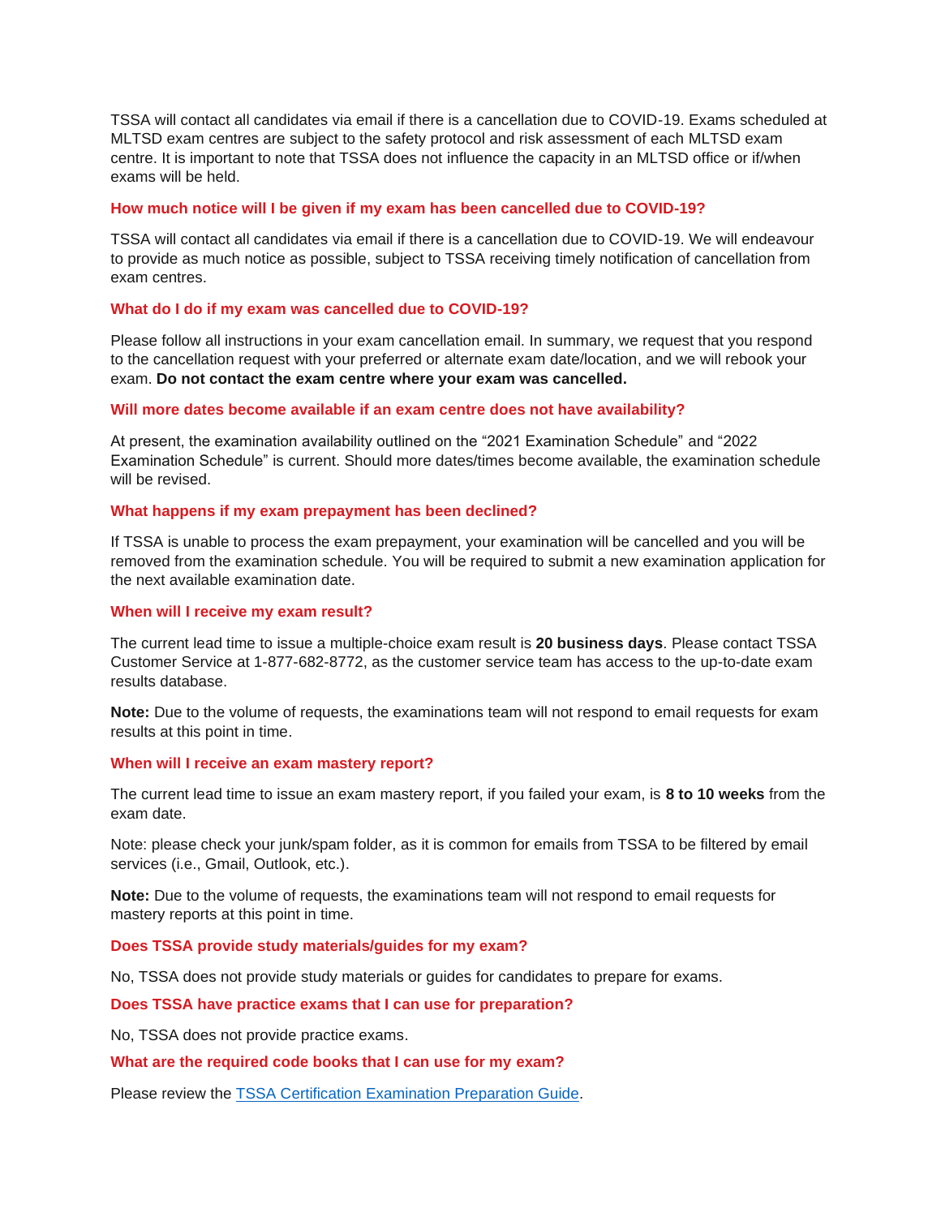TSSA will contact all candidates via email if there is a cancellation due to COVID-19. Exams scheduled at MLTSD exam centres are subject to the safety protocol and risk assessment of each MLTSD exam centre. It is important to note that TSSA does not influence the capacity in an MLTSD office or if/when exams will be held.

### How much notice will I be given if my exam has been cancelled due to COVID-19?

TSSA will contact all candidates via email if there is a cancellation due to COVID-19. We will endeavour to provide as much notice as possible, subject to TSSA receiving timely notification of cancellation from exam centres.

### What do I do if my exam was cancelled due to COVID-19?

Please follow all instructions in your exam cancellation email. In summary, we request that you respond to the cancellation request with your preferred or alternate exam date/location, and we will rebook your exam. **Do not contact the exam centre where your exam was cancelled.**

### Will more dates become available if an exam centre does not have availability?

At present, the examination availability outlined on the "2021 Examination Schedule" and "2022 Examination Schedule" is current. Should more dates/times become available, the examination schedule will be revised.

### What happens if my exam prepayment has been declined?

If TSSA is unable to process the exam prepayment, your examination will be cancelled and you will be removed from the examination schedule. You will be required to submit a new examination application for the next available examination date.

### When will I receive my exam result?

The current lead time to issue a multiple-choice exam result is **20 business days**. Please contact TSSA Customer Service at 1-877-682-8772, as the customer service team has access to the up-to-date exam results database.

**Note:** Due to the volume of requests, the examinations team will not respond to email requests for exam results at this point in time.

### When will I receive an exam mastery report?

The current lead time to issue an exam mastery report, if you failed your exam, is **8 to 10 weeks** from the exam date.

Note: please check your junk/spam folder, as it is common for emails from TSSA to be filtered by email services (i.e., Gmail, Outlook, etc.).

**Note:** Due to the volume of requests, the examinations team will not respond to email requests for mastery reports at this point in time.

### Does TSSA provide study materials/guides for my exam?

No, TSSA does not provide study materials or guides for candidates to prepare for exams.

### Does TSSA have practice exams that I can use for preparation?

No, TSSA does not provide practice exams.

### What are the required code books that I can use for my exam?

Please review the [TSSA Certification Examination Preparation Guide](TSSA Certification Examination Preparation Guide).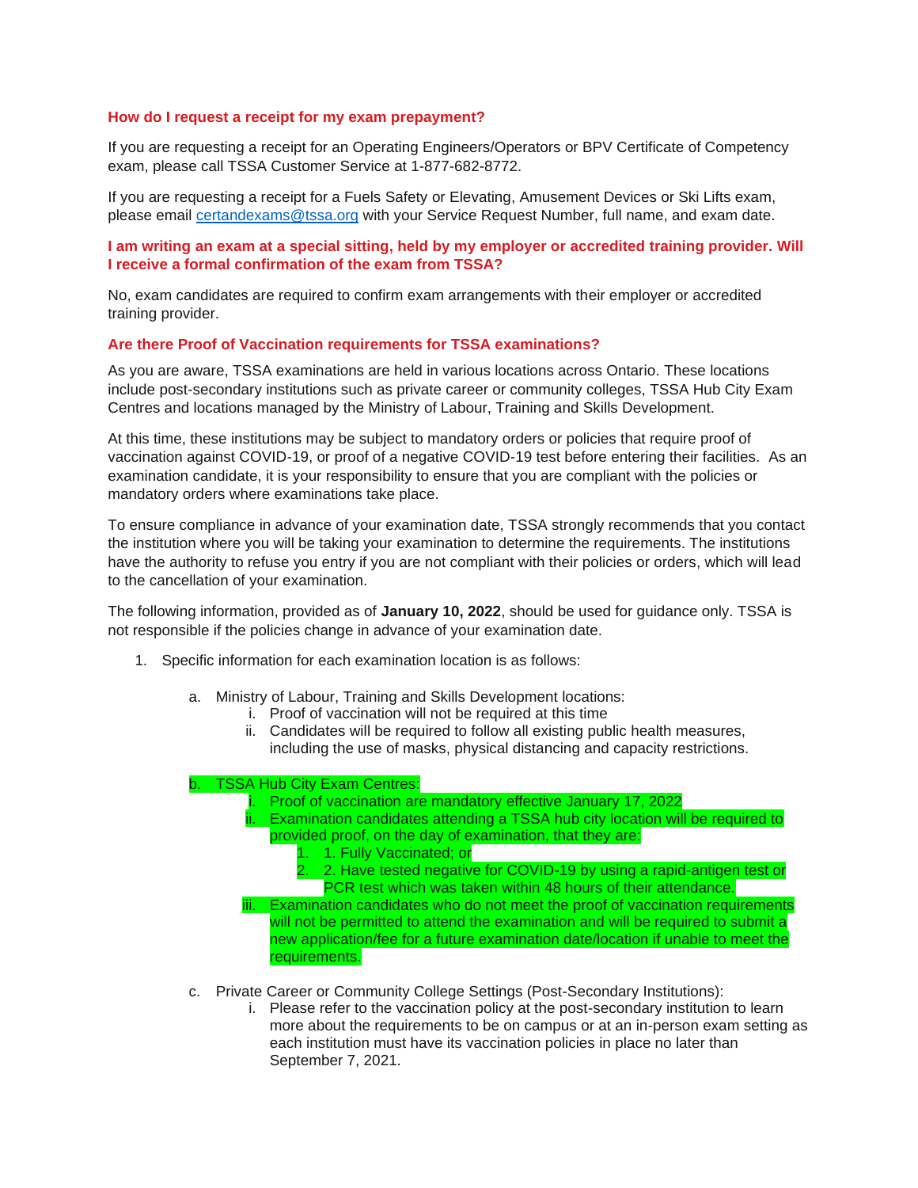### How do I request a receipt for my exam prepayment?

If you are requesting a receipt for an Operating Engineers/Operators or BPV Certificate of Competency exam, please call TSSA Customer Service at 1-877-682-8772.

If you are requesting a receipt for a Fuels Safety or Elevating, Amusement Devices or Ski Lifts exam, please email certandexams@tssa.org with your Service Request Number, full name, and exam date.

### I am writing an exam at a special sitting, held by my employer or accredited training provider. Will I receive a formal confirmation of the exam from TSSA?

No, exam candidates are required to confirm exam arrangements with their employer or accredited training provider.

### Are there Proof of Vaccination requirements for TSSA examinations?

As you are aware, TSSA examinations are held in various locations across Ontario. These locations include post-secondary institutions such as private career or community colleges, TSSA Hub City Exam Centres and locations managed by the Ministry of Labour, Training and Skills Development.

At this time, these institutions may be subject to mandatory orders or policies that require proof of vaccination against COVID-19, or proof of a negative COVID-19 test before entering their facilities. As an examination candidate, it is your responsibility to ensure that you are compliant with the policies or mandatory orders where examinations take place.

To ensure compliance in advance of your examination date, TSSA strongly recommends that you contact the institution where you will be taking your examination to determine the requirements. The institutions have the authority to refuse you entry if you are not compliant with their policies or orders, which will lead to the cancellation of your examination.

The following information, provided as of **January 10, 2022**, should be used for guidance only. TSSA is not responsible if the policies change in advance of your examination date.

1. Specific information for each examination location is as follows:

   a. Ministry of Labour, Training and Skills Development locations:
      i. Proof of vaccination will not be required at this time
      ii. Candidates will be required to follow all existing public health measures, including the use of masks, physical distancing and capacity restrictions.

   b. TSSA Hub City Exam Centres:
      i. Proof of vaccination are mandatory effective January 17, 2022
      ii. Examination candidates attending a TSSA hub city location will be required to provided proof, on the day of examination, that they are:
         1. 1. Fully Vaccinated; or
         2. 2. Have tested negative for COVID-19 by using a rapid-antigen test or PCR test which was taken within 48 hours of their attendance.
      iii. Examination candidates who do not meet the proof of vaccination requirements will not be permitted to attend the examination and will be required to submit a new application/fee for a future examination date/location if unable to meet the requirements.

   c. Private Career or Community College Settings (Post-Secondary Institutions):
      i. Please refer to the vaccination policy at the post-secondary institution to learn more about the requirements to be on campus or at an in-person exam setting as each institution must have its vaccination policies in place no later than September 7, 2021.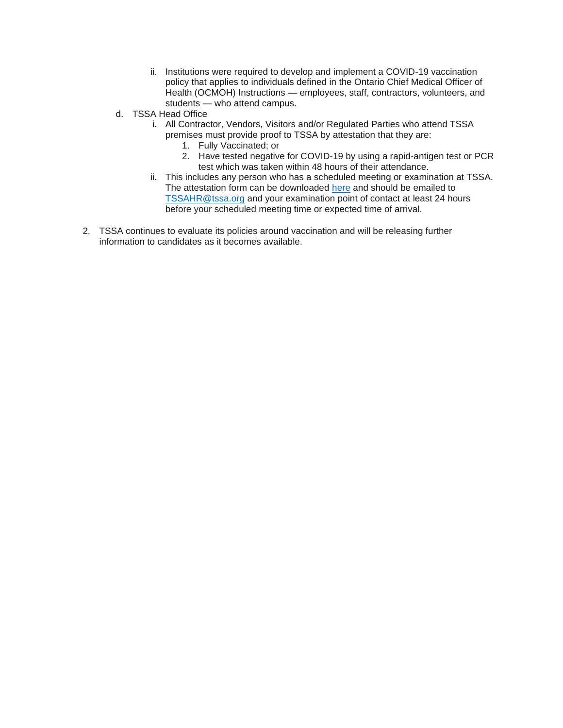ii. Institutions were required to develop and implement a COVID-19 vaccination policy that applies to individuals defined in the Ontario Chief Medical Officer of Health (OCMOH) Instructions — employees, staff, contractors, volunteers, and students — who attend campus.

    d. TSSA Head Office

        i. All Contractor, Vendors, Visitors and/or Regulated Parties who attend TSSA premises must provide proof to TSSA by attestation that they are:

            1. Fully Vaccinated; or
            2. Have tested negative for COVID-19 by using a rapid-antigen test or PCR test which was taken within 48 hours of their attendance.

        ii. This includes any person who has a scheduled meeting or examination at TSSA. The attestation form can be downloaded [here]() and should be emailed to [TSSAHR@tssa.org](mailto:TSSAHR@tssa.org) and your examination point of contact at least 24 hours before your scheduled meeting time or expected time of arrival.

2. TSSA continues to evaluate its policies around vaccination and will be releasing further information to candidates as it becomes available.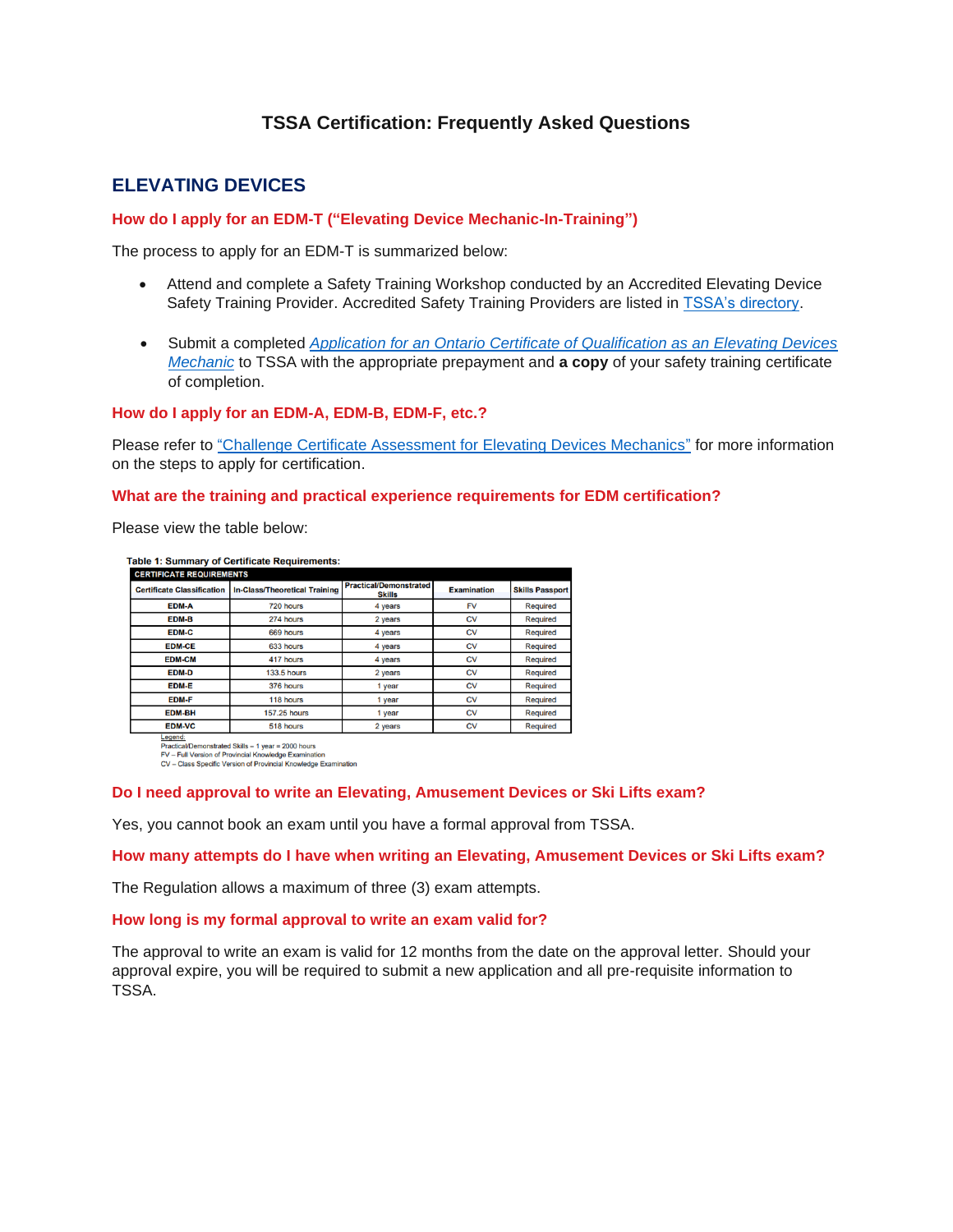# TSSA Certification: Frequently Asked Questions

## ELEVATING DEVICES

### How do I apply for an EDM-T ("Elevating Device Mechanic-In-Training")

The process to apply for an EDM-T is summarized below:

- Attend and complete a Safety Training Workshop conducted by an Accredited Elevating Device Safety Training Provider. Accredited Safety Training Providers are listed in TSSA's directory.
- Submit a completed *Application for an Ontario Certificate of Qualification as an Elevating Devices Mechanic* to TSSA with the appropriate prepayment and **a copy** of your safety training certificate of completion.

### How do I apply for an EDM-A, EDM-B, EDM-F, etc.?

Please refer to "Challenge Certificate Assessment for Elevating Devices Mechanics" for more information on the steps to apply for certification.

### What are the training and practical experience requirements for EDM certification?

Please view the table below:

**Table 1: Summary of Certificate Requirements:**

| CERTIFICATE REQUIREMENTS | | | | |
|---|---|---|---|---|
| Certificate Classification | In-Class/Theoretical Training | Practical/Demonstrated Skills | Examination | Skills Passport |
| EDM-A | 720 hours | 4 years | FV | Required |
| EDM-B | 274 hours | 2 years | CV | Required |
| EDM-C | 669 hours | 4 years | CV | Required |
| EDM-CE | 633 hours | 4 years | CV | Required |
| EDM-CM | 417 hours | 4 years | CV | Required |
| EDM-D | 133.5 hours | 2 years | CV | Required |
| EDM-E | 376 hours | 1 year | CV | Required |
| EDM-F | 118 hours | 1 year | CV | Required |
| EDM-BH | 157.25 hours | 1 year | CV | Required |
| EDM-VC | 518 hours | 2 years | CV | Required |

Legend:
Practical/Demonstrated Skills – 1 year = 2000 hours
FV – Full Version of Provincial Knowledge Examination
CV – Class Specific Version of Provincial Knowledge Examination

### Do I need approval to write an Elevating, Amusement Devices or Ski Lifts exam?

Yes, you cannot book an exam until you have a formal approval from TSSA.

### How many attempts do I have when writing an Elevating, Amusement Devices or Ski Lifts exam?

The Regulation allows a maximum of three (3) exam attempts.

### How long is my formal approval to write an exam valid for?

The approval to write an exam is valid for 12 months from the date on the approval letter. Should your approval expire, you will be required to submit a new application and all pre-requisite information to TSSA.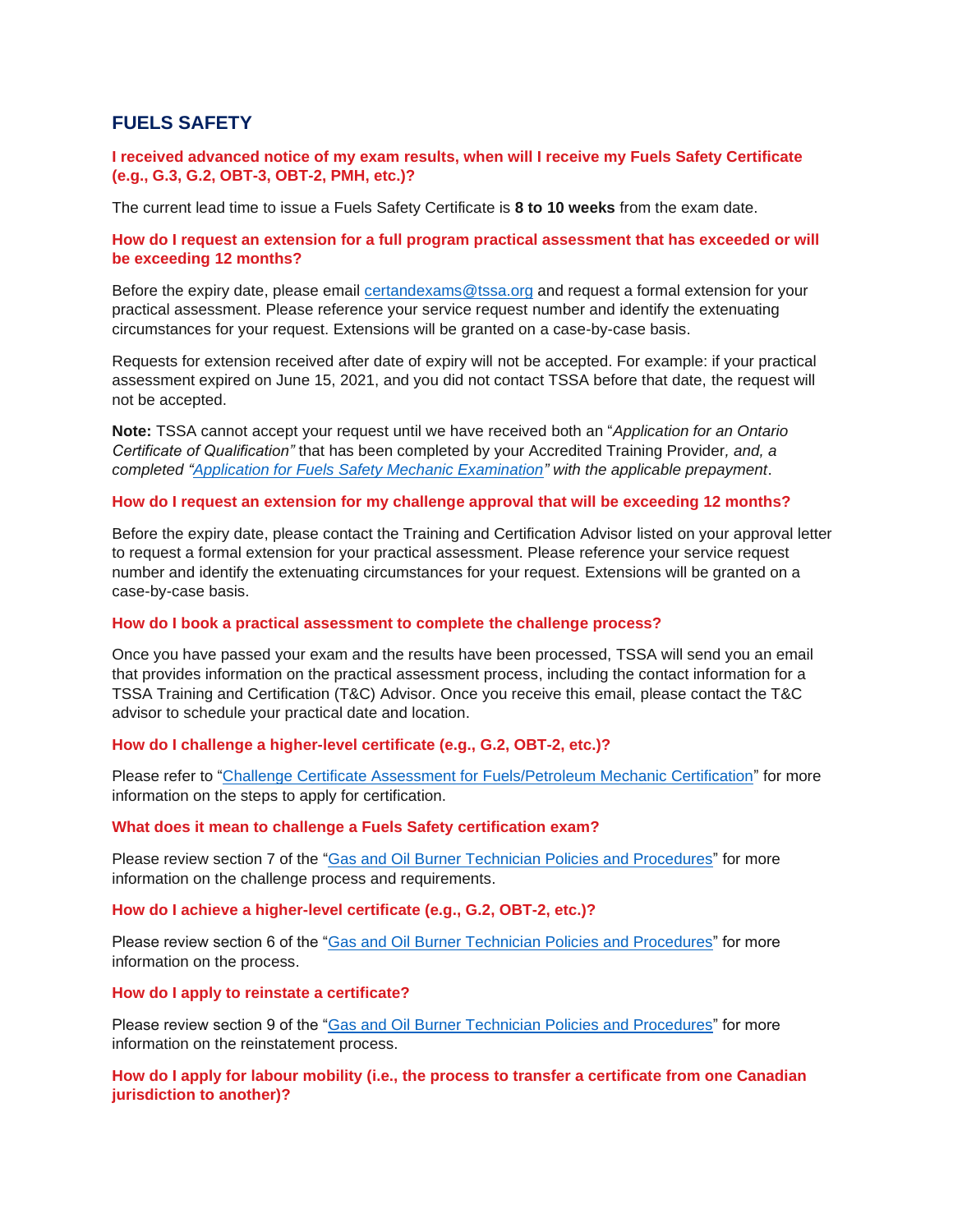## FUELS SAFETY

### I received advanced notice of my exam results, when will I receive my Fuels Safety Certificate (e.g., G.3, G.2, OBT-3, OBT-2, PMH, etc.)?

The current lead time to issue a Fuels Safety Certificate is **8 to 10 weeks** from the exam date.

### How do I request an extension for a full program practical assessment that has exceeded or will be exceeding 12 months?

Before the expiry date, please email certandexams@tssa.org and request a formal extension for your practical assessment. Please reference your service request number and identify the extenuating circumstances for your request. Extensions will be granted on a case-by-case basis.

Requests for extension received after date of expiry will not be accepted. For example: if your practical assessment expired on June 15, 2021, and you did not contact TSSA before that date, the request will not be accepted.

**Note:** TSSA cannot accept your request until we have received both an "*Application for an Ontario Certificate of Qualification"* that has been completed by your Accredited Training Provider*, and, a completed "Application for Fuels Safety Mechanic Examination" with the applicable prepayment*.

### How do I request an extension for my challenge approval that will be exceeding 12 months?

Before the expiry date, please contact the Training and Certification Advisor listed on your approval letter to request a formal extension for your practical assessment. Please reference your service request number and identify the extenuating circumstances for your request. Extensions will be granted on a case-by-case basis.

### How do I book a practical assessment to complete the challenge process?

Once you have passed your exam and the results have been processed, TSSA will send you an email that provides information on the practical assessment process, including the contact information for a TSSA Training and Certification (T&C) Advisor. Once you receive this email, please contact the T&C advisor to schedule your practical date and location.

### How do I challenge a higher-level certificate (e.g., G.2, OBT-2, etc.)?

Please refer to "Challenge Certificate Assessment for Fuels/Petroleum Mechanic Certification" for more information on the steps to apply for certification.

### What does it mean to challenge a Fuels Safety certification exam?

Please review section 7 of the "Gas and Oil Burner Technician Policies and Procedures" for more information on the challenge process and requirements.

### How do I achieve a higher-level certificate (e.g., G.2, OBT-2, etc.)?

Please review section 6 of the "Gas and Oil Burner Technician Policies and Procedures" for more information on the process.

### How do I apply to reinstate a certificate?

Please review section 9 of the "Gas and Oil Burner Technician Policies and Procedures" for more information on the reinstatement process.

### How do I apply for labour mobility (i.e., the process to transfer a certificate from one Canadian jurisdiction to another)?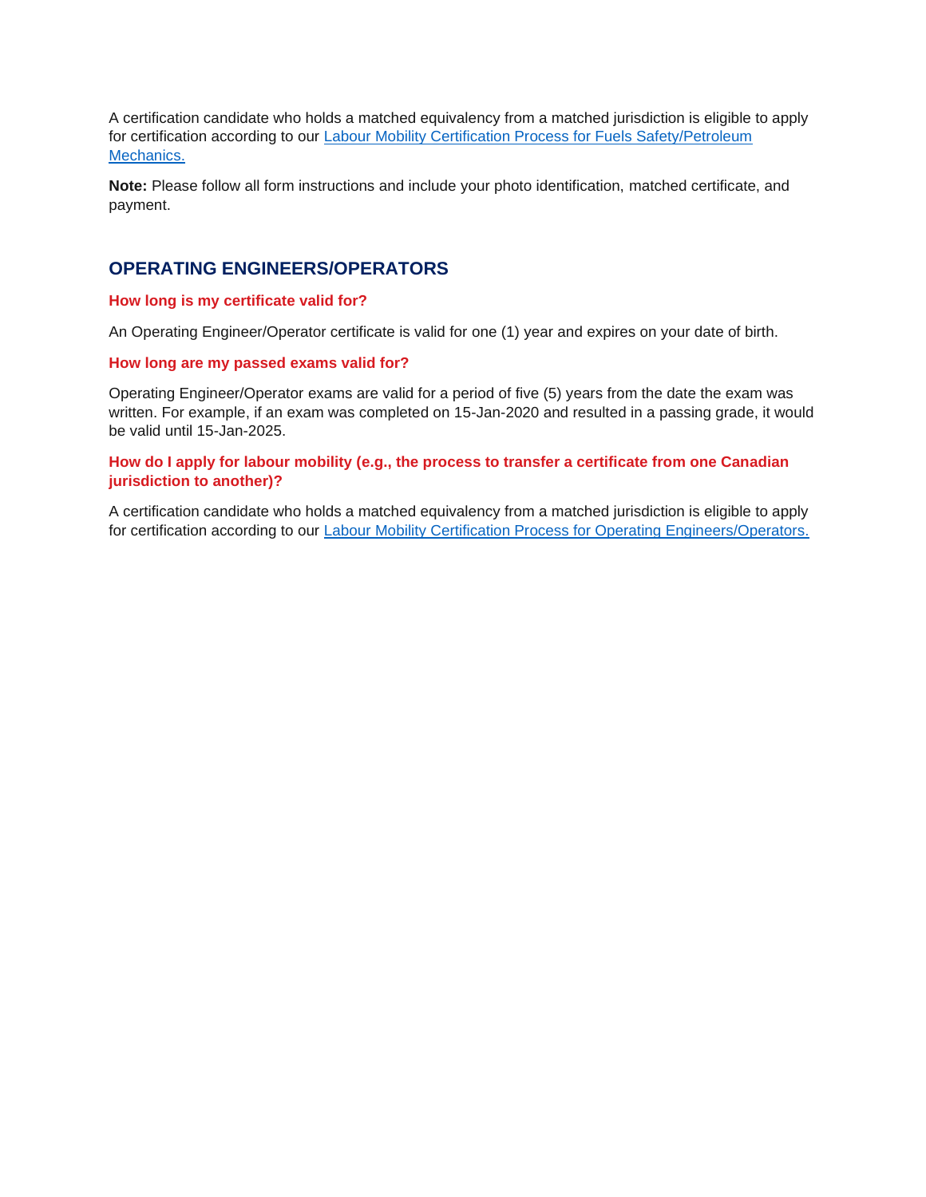A certification candidate who holds a matched equivalency from a matched jurisdiction is eligible to apply for certification according to our [Labour Mobility Certification Process for Fuels Safety/Petroleum Mechanics.]()

**Note:** Please follow all form instructions and include your photo identification, matched certificate, and payment.

## OPERATING ENGINEERS/OPERATORS

### How long is my certificate valid for?

An Operating Engineer/Operator certificate is valid for one (1) year and expires on your date of birth.

### How long are my passed exams valid for?

Operating Engineer/Operator exams are valid for a period of five (5) years from the date the exam was written. For example, if an exam was completed on 15-Jan-2020 and resulted in a passing grade, it would be valid until 15-Jan-2025.

### How do I apply for labour mobility (e.g., the process to transfer a certificate from one Canadian jurisdiction to another)?

A certification candidate who holds a matched equivalency from a matched jurisdiction is eligible to apply for certification according to our [Labour Mobility Certification Process for Operating Engineers/Operators.]()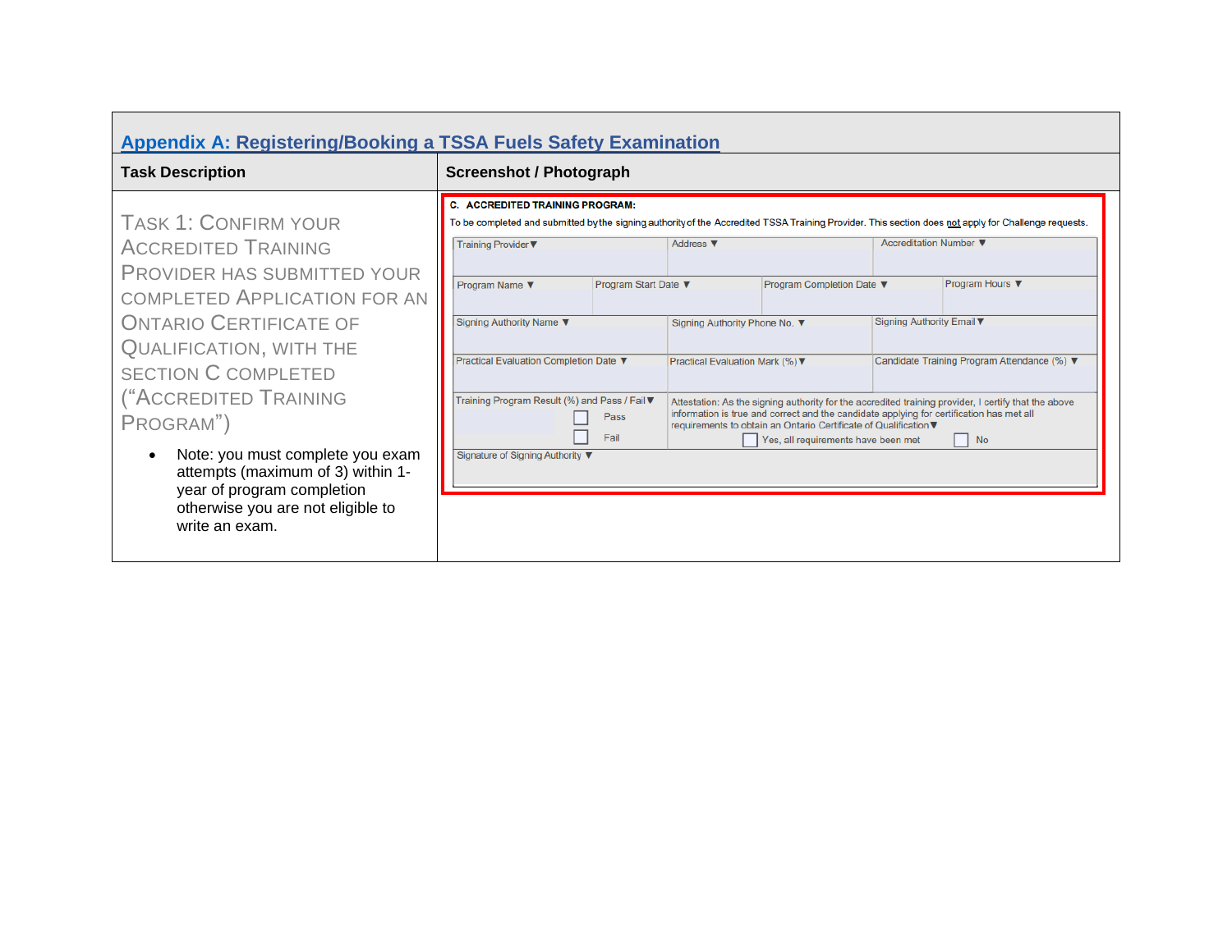## Appendix A: Registering/Booking a TSSA Fuels Safety Examination

| Task Description | Screenshot / Photograph |
|---|---|
| TASK 1: CONFIRM YOUR ACCREDITED TRAINING PROVIDER HAS SUBMITTED YOUR COMPLETED APPLICATION FOR AN ONTARIO CERTIFICATE OF QUALIFICATION, WITH THE SECTION C COMPLETED ("ACCREDITED TRAINING PROGRAM")<br><br>• Note: you must complete you exam attempts (maximum of 3) within 1-year of program completion otherwise you are not eligible to write an exam. | **C. ACCREDITED TRAINING PROGRAM:**<br>To be completed and submitted by the signing authority of the Accredited TSSA Training Provider. This section does not apply for Challenge requests.<br><br>Training Provider ▼ \| Address ▼ \| Accreditation Number ▼<br>Program Name ▼ \| Program Start Date ▼ \| Program Completion Date ▼ \| Program Hours ▼<br>Signing Authority Name ▼ \| Signing Authority Phone No. ▼ \| Signing Authority Email ▼<br>Practical Evaluation Completion Date ▼ \| Practical Evaluation Mark (%) ▼ \| Candidate Training Program Attendance (%) ▼<br>Training Program Result (%) and Pass / Fail ▼ ☐ Pass ☐ Fail \| Attestation: As the signing authority for the accredited training provider, I certify that the above information is true and correct and the candidate applying for certification has met all requirements to obtain an Ontario Certificate of Qualification ▼ ☐ Yes, all requirements have been met ☐ No<br>Signature of Signing Authority ▼ |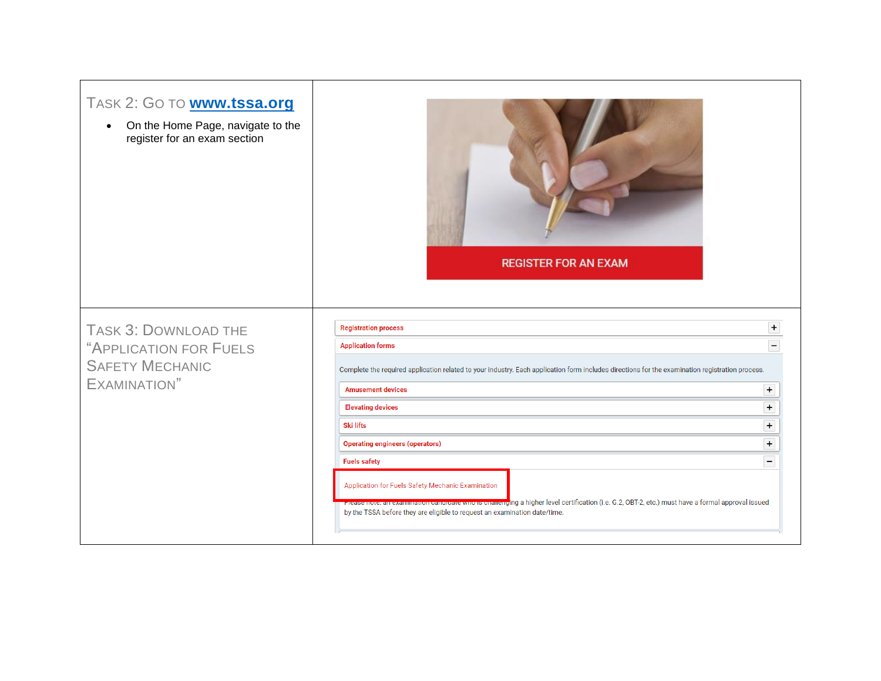| | |
|---|---|
| **TASK 2: GO TO [www.tssa.org](http://www.tssa.org)**<br><br>• On the Home Page, navigate to the register for an exam section | REGISTER FOR AN EXAM |
| **TASK 3: DOWNLOAD THE "APPLICATION FOR FUELS SAFETY MECHANIC EXAMINATION"** | Registration process +<br>Application forms −<br>Complete the required application related to your industry. Each application form includes directions for the examination registration process.<br>Amusement devices +<br>Elevating devices +<br>Ski lifts +<br>Operating engineers (operators) +<br>Fuels safety −<br>Application for Fuels Safety Mechanic Examination<br>Please note: an examination candidate who is challenging a higher level certification (i.e. G.2, OBT-2, etc.) must have a formal approval issued by the TSSA before they are eligible to request an examination date/time. |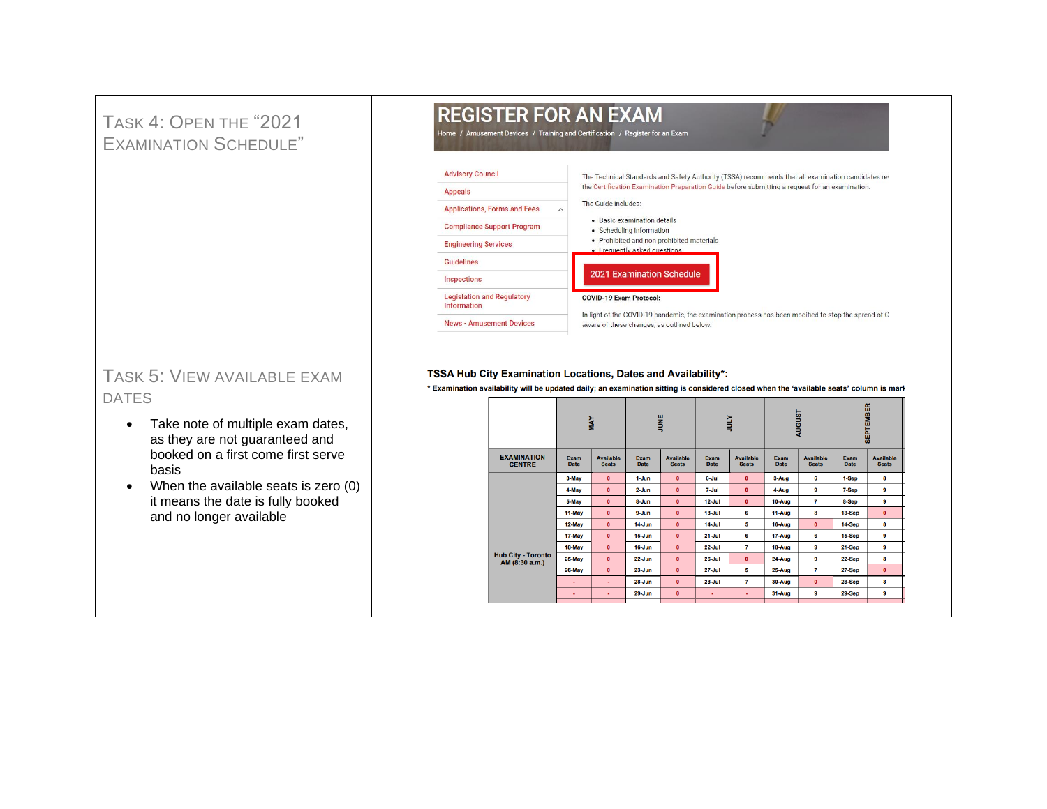## Task 4: Open the "2021 Examination Schedule"

REGISTER FOR AN EXAM

Home / Amusement Devices / Training and Certification / Register for an Exam

- Advisory Council
- Appeals
- Applications, Forms and Fees
- Compliance Support Program
- Engineering Services
- Guidelines
- Inspections
- Legislation and Regulatory Information
- News - Amusement Devices

The Technical Standards and Safety Authority (TSSA) recommends that all examination candidates re the Certification Examination Preparation Guide before submitting a request for an examination.

The Guide includes:

- Basic examination details
- Scheduling information
- Prohibited and non-prohibited materials
- Frequently asked questions

2021 Examination Schedule

COVID-19 Exam Protocol:

In light of the COVID-19 pandemic, the examination process has been modified to stop the spread of C aware of these changes, as outlined below:

## Task 5: View available exam dates

- Take note of multiple exam dates, as they are not guaranteed and booked on a first come first serve basis
- When the available seats is zero (0) it means the date is fully booked and no longer available

**TSSA Hub City Examination Locations, Dates and Availability*:**

**\* Examination availability will be updated daily; an examination sitting is considered closed when the 'available seats' column is mark**

| | MAY | | JUNE | | JULY | | AUGUST | | SEPTEMBER | |
|---|---|---|---|---|---|---|---|---|---|---|
| EXAMINATION CENTRE | Exam Date | Available Seats | Exam Date | Available Seats | Exam Date | Available Seats | Exam Date | Available Seats | Exam Date | Available Seats |
| Hub City - Toronto AM (8:30 a.m.) | 3-May | 0 | 1-Jun | 0 | 6-Jul | 0 | 3-Aug | 6 | 1-Sep | 8 |
| | 4-May | 0 | 2-Jun | 0 | 7-Jul | 0 | 4-Aug | 9 | 7-Sep | 9 |
| | 5-May | 0 | 8-Jun | 0 | 12-Jul | 0 | 10-Aug | 7 | 8-Sep | 9 |
| | 11-May | 0 | 9-Jun | 0 | 13-Jul | 6 | 11-Aug | 8 | 13-Sep | 0 |
| | 12-May | 0 | 14-Jun | 0 | 14-Jul | 5 | 16-Aug | 0 | 14-Sep | 8 |
| | 17-May | 0 | 15-Jun | 0 | 21-Jul | 6 | 17-Aug | 6 | 15-Sep | 9 |
| | 18-May | 0 | 16-Jun | 0 | 22-Jul | 7 | 18-Aug | 9 | 21-Sep | 9 |
| | 25-May | 0 | 22-Jun | 0 | 26-Jul | 0 | 24-Aug | 9 | 22-Sep | 8 |
| | 26-May | 0 | 23-Jun | 0 | 27-Jul | 5 | 25-Aug | 7 | 27-Sep | 0 |
| | - | - | 28-Jun | 0 | 28-Jul | 7 | 30-Aug | 0 | 28-Sep | 8 |
| | - | - | 29-Jun | 0 | - | - | 31-Aug | 9 | 29-Sep | 9 |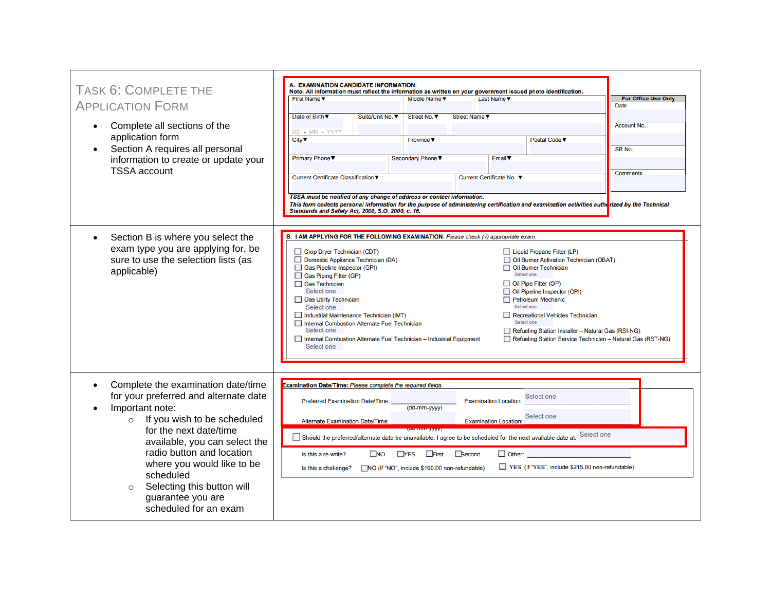## Task 6: Complete the Application Form

- Complete all sections of the application form
- Section A requires all personal information to create or update your TSSA account

**A. EXAMINATION CANDIDATE INFORMATION:**
**Note: All information must reflect the information as written on your government issued photo identification.**

| First Name ▼ | Middle Name ▼ | Last Name ▼ |
|---|---|---|
| | | |

| Date of Birth ▼ | Suite/Unit No. ▼ | Street No. ▼ | Street Name ▼ |
|---|---|---|---|
| DD - MM - YYYY | | | |

| City ▼ | Province ▼ | Postal Code ▼ |
|---|---|---|
| | | |

| Primary Phone ▼ | Secondary Phone ▼ | Email ▼ |
|---|---|---|
| | | |

| Current Certificate Classification ▼ | Current Certificate No. ▼ |
|---|---|
| | |

*TSSA must be notified of any change of address or contact information.*
*This form collects personal information for the purpose of administering certification and examination activities authorized by the Technical Standards and Safety Act, 2000, S.O. 2000, c. 16.*

| For Office Use Only |
|---|
| Date |
| Account No. |
| SR No. |
| Comments |

- Section B is where you select the exam type you are applying for, be sure to use the selection lists (as applicable)

**B. I AM APPLYING FOR THE FOLLOWING EXAMINATION:** *Please check (√) appropriate exam.*

- ☐ Crop Dryer Technician (CDT)
- ☐ Domestic Appliance Technician (DA)
- ☐ Gas Pipeline Inspector (GPI)
- ☐ Gas Piping Fitter (GP)
- ☐ Gas Technician
  Select one
- ☐ Gas Utility Technician
  Select one
- ☐ Industrial Maintenance Technician (IMT)
- ☐ Internal Combustion Alternate Fuel Technician
  Select one
- ☐ Internal Combustion Alternate Fuel Technician – Industrial Equipment
  Select one
- ☐ Liquid Propane Fitter (LP)
- ☐ Oil Burner Activation Technician (OBAT)
- ☐ Oil Burner Technician
  Select one
- ☐ Oil Pipe Fitter (OP)
- ☐ Oil Pipeline Inspector (OPI)
- ☐ Petroleum Mechanic
  Select one
- ☐ Recreational Vehicles Technician
  Select one
- ☐ Refueling Station Installer – Natural Gas (RSI-NG)
- ☐ Refueling Station Service Technician – Natural Gas (RST-NG)

- Complete the examination date/time for your preferred and alternate date
- Important note:
  - If you wish to be scheduled for the next date/time available, you can select the radio button and location where you would like to be scheduled
  - Selecting this button will guarantee you are scheduled for an exam

**Examination Date/Time:** *Please complete the required fields.*

Preferred Examination Date/Time: ____________ (dd-mm-yyyy) Examination Location: Select one

Alternate Examination Date/Time: ____________ (dd-mm-yyyy) Examination Location: Select one

☐ Should the preferred/alternate date be unavailable, I agree to be scheduled for the next available date at: Select one

Is this a re-write? ☐NO ☐YES ☐First ☐Second ☐ Other: ____________

Is this a challenge? ☐NO (If "NO", include $190.00 non-refundable) ☐ YES (If "YES", include $215.00 non-refundable)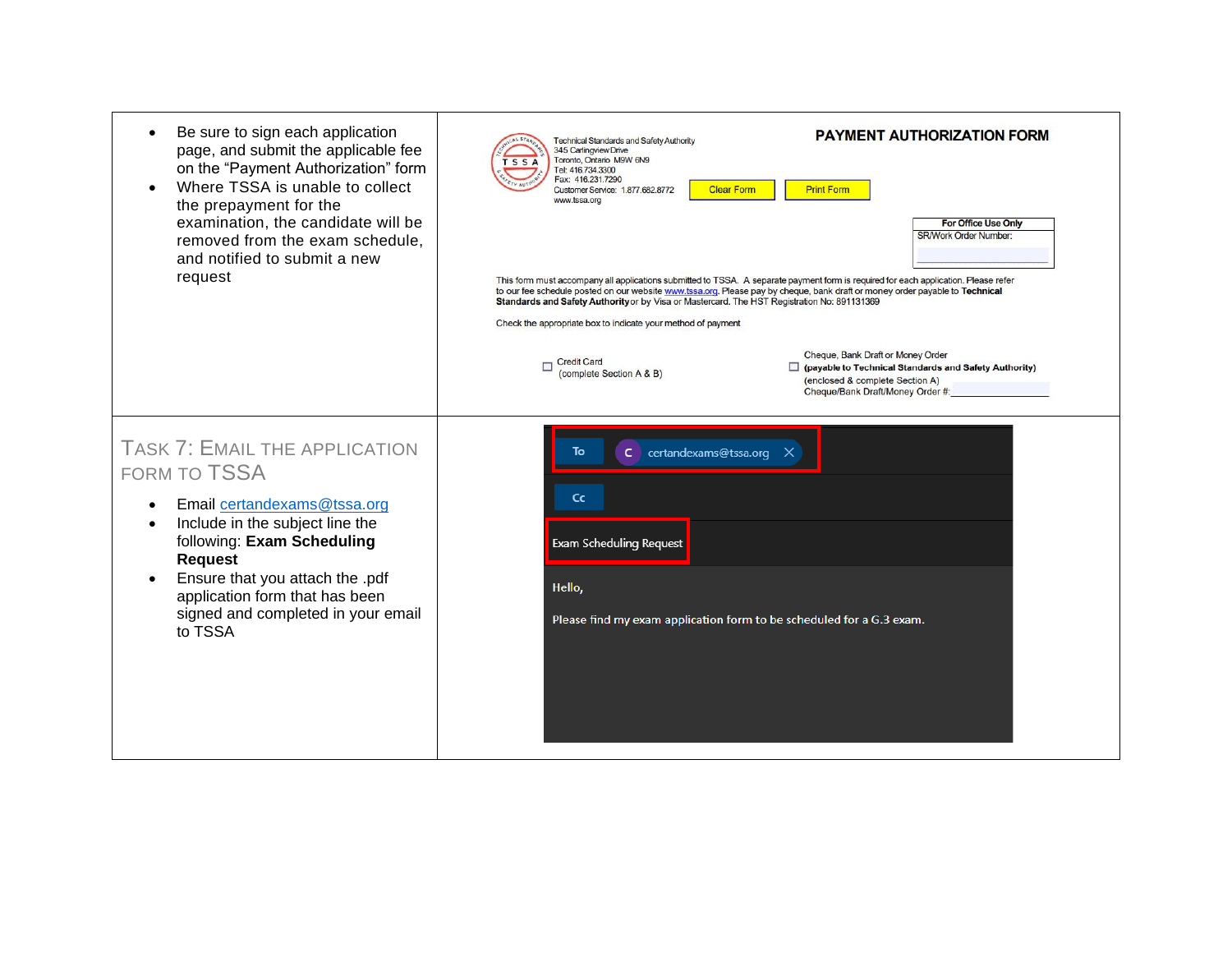| | |
|---|---|
| • Be sure to sign each application page, and submit the applicable fee on the "Payment Authorization" form<br>• Where TSSA is unable to collect the prepayment for the examination, the candidate will be removed from the exam schedule, and notified to submit a new request | Technical Standards and Safety Authority<br>345 Carlingview Drive<br>Toronto, Ontario M9W 6N9<br>Tel: 416.734.3300<br>Fax: 416.231.7290<br>Customer Service: 1.877.682.8772<br>www.tssa.org<br><br>**PAYMENT AUTHORIZATION FORM**<br><br>Clear Form &nbsp;&nbsp; Print Form<br><br>For Office Use Only<br>SR/Work Order Number:<br><br>This form must accompany all applications submitted to TSSA. A separate payment form is required for each application. Please refer to our fee schedule posted on our website www.tssa.org. Please pay by cheque, bank draft or money order payable to **Technical Standards and Safety Authority** or by Visa or Mastercard. The HST Registration No: 891131369<br><br>Check the appropriate box to indicate your method of payment<br><br>☐ Credit Card (complete Section A & B)<br><br>☐ Cheque, Bank Draft or Money Order **(payable to Technical Standards and Safety Authority)** (enclosed & complete Section A)<br>Cheque/Bank Draft/Money Order #: |
| **TASK 7: EMAIL THE APPLICATION FORM TO TSSA**<br><br>• Email certandexams@tssa.org<br>• Include in the subject line the following: **Exam Scheduling Request**<br>• Ensure that you attach the .pdf application form that has been signed and completed in your email to TSSA | To: certandexams@tssa.org<br><br>Cc<br><br>Exam Scheduling Request<br><br>Hello,<br><br>Please find my exam application form to be scheduled for a G.3 exam. |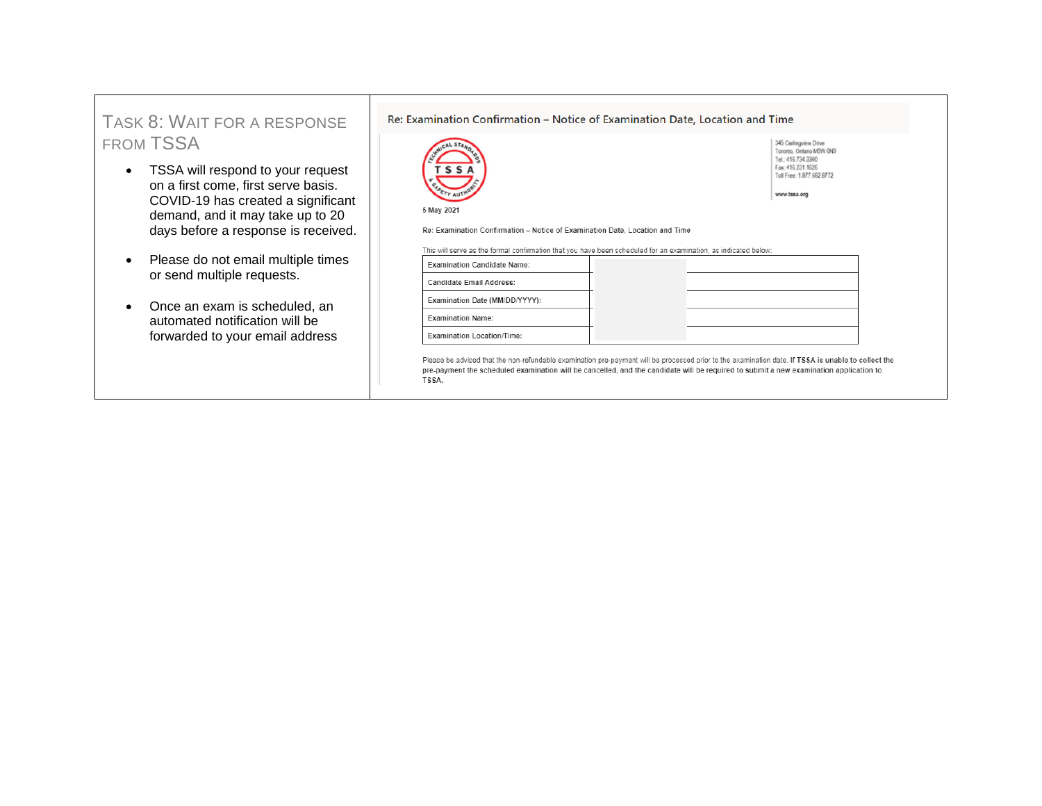## Task 8: Wait for a response from TSSA

- TSSA will respond to your request on a first come, first serve basis. COVID-19 has created a significant demand, and it may take up to 20 days before a response is received.
- Please do not email multiple times or send multiple requests.
- Once an exam is scheduled, an automated notification will be forwarded to your email address

Re: Examination Confirmation – Notice of Examination Date, Location and Time

TSSA — Technical Standards & Safety Authority

345 Carlingview Drive
Toronto, Ontario M9W 6N9
Tel.: 416.734.3300
Fax: 416.231.1626
Toll Free: 1.877.682.8772

www.tssa.org

5 May 2021

Re: Examination Confirmation – Notice of Examination Date, Location and Time

This will serve as the formal confirmation that you have been scheduled for an examination, as indicated below:

| | |
|---|---|
| Examination Candidate Name: | |
| Candidate Email Address: | |
| Examination Date (MM/DD/YYYY): | |
| Examination Name: | |
| Examination Location/Time: | |

Please be advised that the non-refundable examination pre-payment will be processed prior to the examination date. **If TSSA is unable to collect the pre-payment the scheduled examination will be cancelled, and the candidate will be required to submit a new examination application to TSSA.**